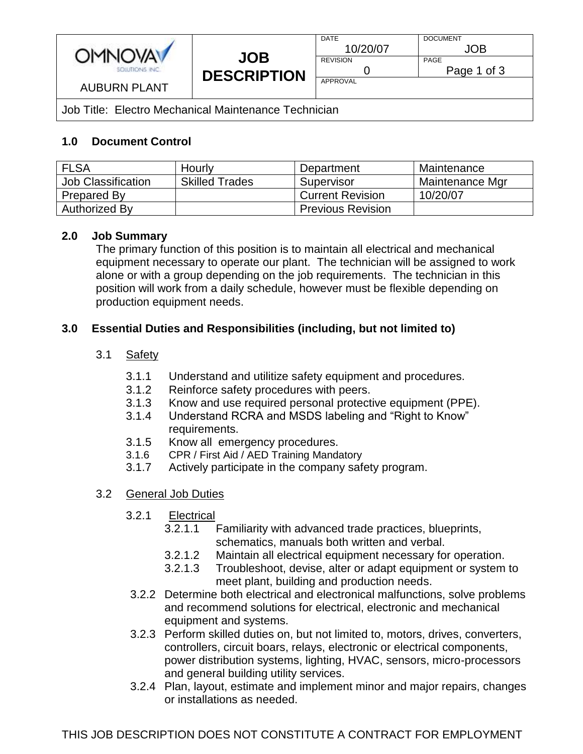| OMNOVA SOLUTIONS INC. AUBURN PLANT | JOB DESCRIPTION | DATE 10/20/07 | DOCUMENT JOB |
|---|---|---|---|
| | | REVISION 0 | PAGE Page 1 of 3 |
| | | APPROVAL | |

Job Title: Electro Mechanical Maintenance Technician

## 1.0 Document Control

| FLSA | Hourly | Department | Maintenance |
|---|---|---|---|
| Job Classification | Skilled Trades | Supervisor | Maintenance Mgr |
| Prepared By | | Current Revision | 10/20/07 |
| Authorized By | | Previous Revision | |

## 2.0 Job Summary

The primary function of this position is to maintain all electrical and mechanical equipment necessary to operate our plant. The technician will be assigned to work alone or with a group depending on the job requirements. The technician in this position will work from a daily schedule, however must be flexible depending on production equipment needs.

## 3.0 Essential Duties and Responsibilities (including, but not limited to)

### 3.1 Safety

- 3.1.1 Understand and utilitize safety equipment and procedures.
- 3.1.2 Reinforce safety procedures with peers.
- 3.1.3 Know and use required personal protective equipment (PPE).
- 3.1.4 Understand RCRA and MSDS labeling and "Right to Know" requirements.
- 3.1.5 Know all emergency procedures.
- 3.1.6 CPR / First Aid / AED Training Mandatory
- 3.1.7 Actively participate in the company safety program.

### 3.2 General Job Duties

- 3.2.1 Electrical
  - 3.2.1.1 Familiarity with advanced trade practices, blueprints, schematics, manuals both written and verbal.
  - 3.2.1.2 Maintain all electrical equipment necessary for operation.
  - 3.2.1.3 Troubleshoot, devise, alter or adapt equipment or system to meet plant, building and production needs.
- 3.2.2 Determine both electrical and electronical malfunctions, solve problems and recommend solutions for electrical, electronic and mechanical equipment and systems.
- 3.2.3 Perform skilled duties on, but not limited to, motors, drives, converters, controllers, circuit boars, relays, electronic or electrical components, power distribution systems, lighting, HVAC, sensors, micro-processors and general building utility services.
- 3.2.4 Plan, layout, estimate and implement minor and major repairs, changes or installations as needed.

THIS JOB DESCRIPTION DOES NOT CONSTITUTE A CONTRACT FOR EMPLOYMENT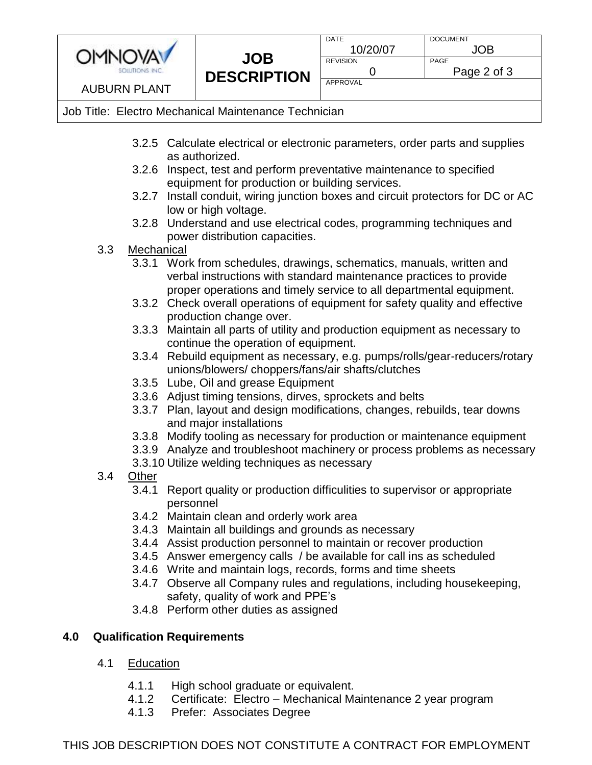Job Title: Electro Mechanical Maintenance Technician

- 3.2.5 Calculate electrical or electronic parameters, order parts and supplies as authorized.
- 3.2.6 Inspect, test and perform preventative maintenance to specified equipment for production or building services.
- 3.2.7 Install conduit, wiring junction boxes and circuit protectors for DC or AC low or high voltage.
- 3.2.8 Understand and use electrical codes, programming techniques and power distribution capacities.

3.3 Mechanical

- 3.3.1 Work from schedules, drawings, schematics, manuals, written and verbal instructions with standard maintenance practices to provide proper operations and timely service to all departmental equipment.
- 3.3.2 Check overall operations of equipment for safety quality and effective production change over.
- 3.3.3 Maintain all parts of utility and production equipment as necessary to continue the operation of equipment.
- 3.3.4 Rebuild equipment as necessary, e.g. pumps/rolls/gear-reducers/rotary unions/blowers/ choppers/fans/air shafts/clutches
- 3.3.5 Lube, Oil and grease Equipment
- 3.3.6 Adjust timing tensions, dirves, sprockets and belts
- 3.3.7 Plan, layout and design modifications, changes, rebuilds, tear downs and major installations
- 3.3.8 Modify tooling as necessary for production or maintenance equipment
- 3.3.9 Analyze and troubleshoot machinery or process problems as necessary
- 3.3.10 Utilize welding techniques as necessary

3.4 Other

- 3.4.1 Report quality or production difficulities to supervisor or appropriate personnel
- 3.4.2 Maintain clean and orderly work area
- 3.4.3 Maintain all buildings and grounds as necessary
- 3.4.4 Assist production personnel to maintain or recover production
- 3.4.5 Answer emergency calls / be available for call ins as scheduled
- 3.4.6 Write and maintain logs, records, forms and time sheets
- 3.4.7 Observe all Company rules and regulations, including housekeeping, safety, quality of work and PPE's
- 3.4.8 Perform other duties as assigned

## 4.0 Qualification Requirements

4.1 Education

- 4.1.1 High school graduate or equivalent.
- 4.1.2 Certificate: Electro – Mechanical Maintenance 2 year program
- 4.1.3 Prefer: Associates Degree

THIS JOB DESCRIPTION DOES NOT CONSTITUTE A CONTRACT FOR EMPLOYMENT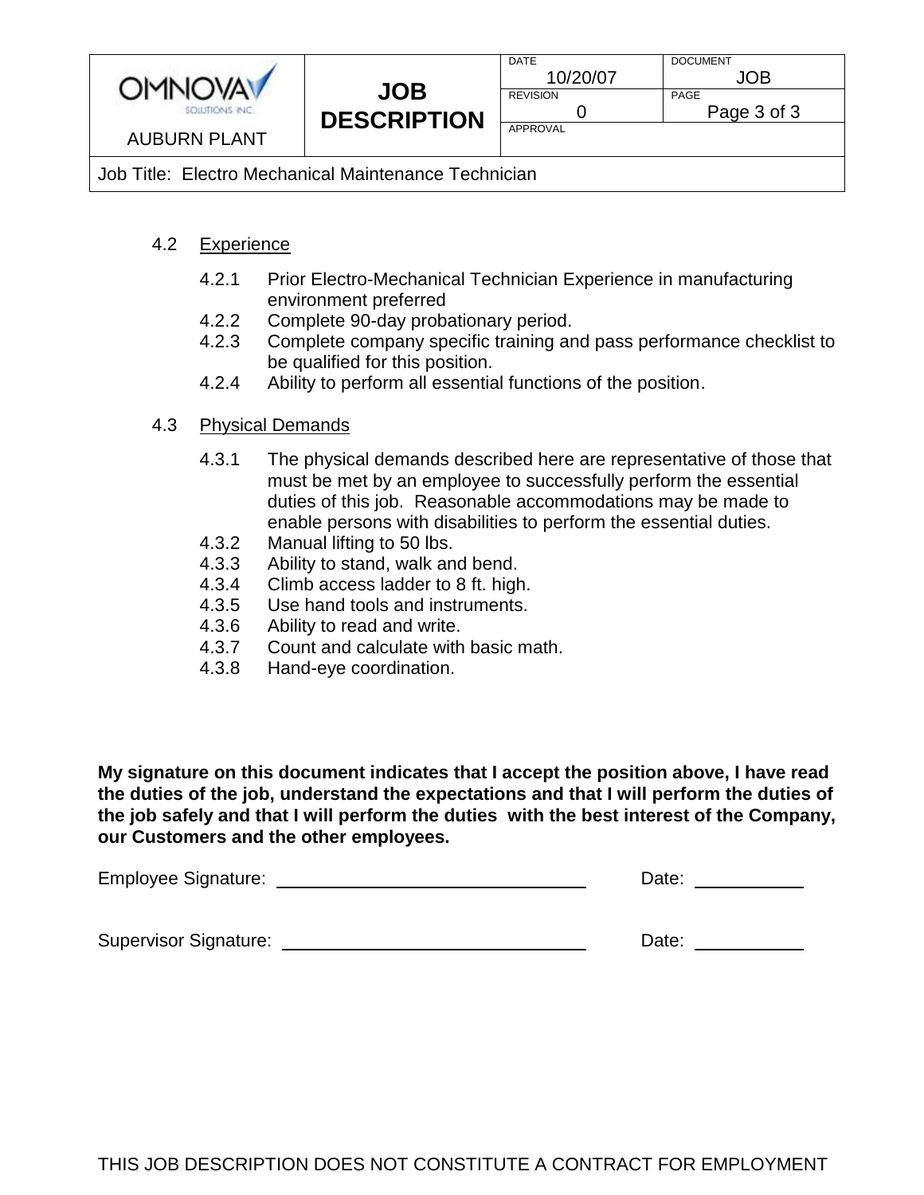4.2 Experience

- 4.2.1 Prior Electro-Mechanical Technician Experience in manufacturing environment preferred
- 4.2.2 Complete 90-day probationary period.
- 4.2.3 Complete company specific training and pass performance checklist to be qualified for this position.
- 4.2.4 Ability to perform all essential functions of the position.

4.3 Physical Demands

- 4.3.1 The physical demands described here are representative of those that must be met by an employee to successfully perform the essential duties of this job. Reasonable accommodations may be made to enable persons with disabilities to perform the essential duties.
- 4.3.2 Manual lifting to 50 lbs.
- 4.3.3 Ability to stand, walk and bend.
- 4.3.4 Climb access ladder to 8 ft. high.
- 4.3.5 Use hand tools and instruments.
- 4.3.6 Ability to read and write.
- 4.3.7 Count and calculate with basic math.
- 4.3.8 Hand-eye coordination.

**My signature on this document indicates that I accept the position above, I have read the duties of the job, understand the expectations and that I will perform the duties of the job safely and that I will perform the duties with the best interest of the Company, our Customers and the other employees.**

Employee Signature: ______________________________ Date: __________

Supervisor Signature: ______________________________ Date: __________

THIS JOB DESCRIPTION DOES NOT CONSTITUTE A CONTRACT FOR EMPLOYMENT